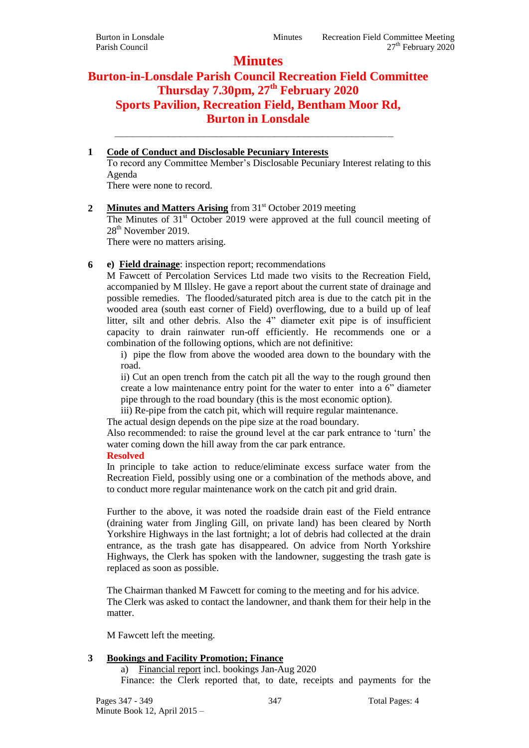# Minutes

## Burton-in-Lonsdale Parish Council Recreation Field Committee
## Thursday 7.30pm, 27th February 2020
## Sports Pavilion, Recreation Field, Bentham Moor Rd, Burton in Lonsdale

---

**1 Code of Conduct and Disclosable Pecuniary Interests**

To record any Committee Member's Disclosable Pecuniary Interest relating to this Agenda

There were none to record.

**2 Minutes and Matters Arising** from 31st October 2019 meeting

The Minutes of 31st October 2019 were approved at the full council meeting of 28th November 2019.

There were no matters arising.

**6 e) Field drainage**: inspection report; recommendations

M Fawcett of Percolation Services Ltd made two visits to the Recreation Field, accompanied by M Illsley. He gave a report about the current state of drainage and possible remedies. The flooded/saturated pitch area is due to the catch pit in the wooded area (south east corner of Field) overflowing, due to a build up of leaf litter, silt and other debris. Also the 4" diameter exit pipe is of insufficient capacity to drain rainwater run-off efficiently. He recommends one or a combination of the following options, which are not definitive:

i) pipe the flow from above the wooded area down to the boundary with the road.

ii) Cut an open trench from the catch pit all the way to the rough ground then create a low maintenance entry point for the water to enter into a 6" diameter pipe through to the road boundary (this is the most economic option).

iii) Re-pipe from the catch pit, which will require regular maintenance.

The actual design depends on the pipe size at the road boundary.

Also recommended: to raise the ground level at the car park entrance to 'turn' the water coming down the hill away from the car park entrance.

**Resolved**

In principle to take action to reduce/eliminate excess surface water from the Recreation Field, possibly using one or a combination of the methods above, and to conduct more regular maintenance work on the catch pit and grid drain.

Further to the above, it was noted the roadside drain east of the Field entrance (draining water from Jingling Gill, on private land) has been cleared by North Yorkshire Highways in the last fortnight; a lot of debris had collected at the drain entrance, as the trash gate has disappeared. On advice from North Yorkshire Highways, the Clerk has spoken with the landowner, suggesting the trash gate is replaced as soon as possible.

The Chairman thanked M Fawcett for coming to the meeting and for his advice.

The Clerk was asked to contact the landowner, and thank them for their help in the matter.

M Fawcett left the meeting.

**3 Bookings and Facility Promotion; Finance**

a) Financial report incl. bookings Jan-Aug 2020

Finance: the Clerk reported that, to date, receipts and payments for the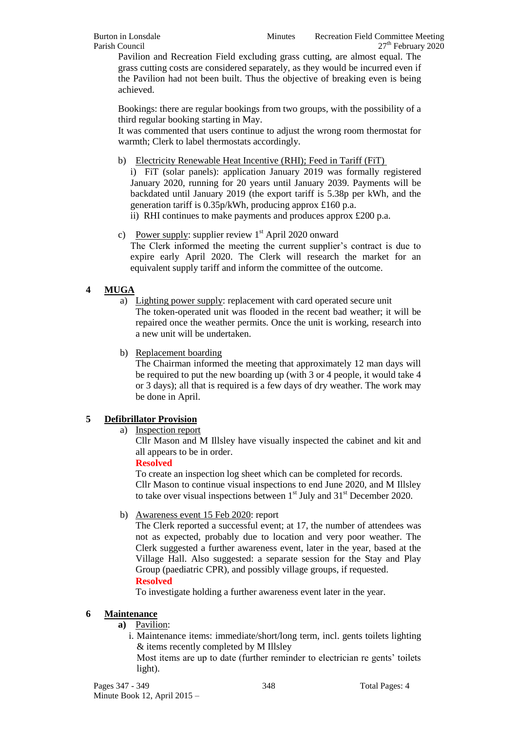Pavilion and Recreation Field excluding grass cutting, are almost equal. The grass cutting costs are considered separately, as they would be incurred even if the Pavilion had not been built. Thus the objective of breaking even is being achieved.

Bookings: there are regular bookings from two groups, with the possibility of a third regular booking starting in May.
It was commented that users continue to adjust the wrong room thermostat for warmth; Clerk to label thermostats accordingly.

b) Electricity Renewable Heat Incentive (RHI); Feed in Tariff (FiT)
   i) FiT (solar panels): application January 2019 was formally registered January 2020, running for 20 years until January 2039. Payments will be backdated until January 2019 (the export tariff is 5.38p per kWh, and the generation tariff is 0.35p/kWh, producing approx £160 p.a.
   ii) RHI continues to make payments and produces approx £200 p.a.

c) Power supply: supplier review 1st April 2020 onward
   The Clerk informed the meeting the current supplier's contract is due to expire early April 2020. The Clerk will research the market for an equivalent supply tariff and inform the committee of the outcome.

## 4 MUGA

a) Lighting power supply: replacement with card operated secure unit
   The token-operated unit was flooded in the recent bad weather; it will be repaired once the weather permits. Once the unit is working, research into a new unit will be undertaken.

b) Replacement boarding
   The Chairman informed the meeting that approximately 12 man days will be required to put the new boarding up (with 3 or 4 people, it would take 4 or 3 days); all that is required is a few days of dry weather. The work may be done in April.

## 5 Defibrillator Provision

a) Inspection report
   Cllr Mason and M Illsley have visually inspected the cabinet and kit and all appears to be in order.
   **Resolved**
   To create an inspection log sheet which can be completed for records.
   Cllr Mason to continue visual inspections to end June 2020, and M Illsley to take over visual inspections between 1st July and 31st December 2020.

b) Awareness event 15 Feb 2020: report
   The Clerk reported a successful event; at 17, the number of attendees was not as expected, probably due to location and very poor weather. The Clerk suggested a further awareness event, later in the year, based at the Village Hall. Also suggested: a separate session for the Stay and Play Group (paediatric CPR), and possibly village groups, if requested.
   **Resolved**
   To investigate holding a further awareness event later in the year.

## 6 Maintenance

**a)** Pavilion:
   i. Maintenance items: immediate/short/long term, incl. gents toilets lighting & items recently completed by M Illsley
   Most items are up to date (further reminder to electrician re gents' toilets light).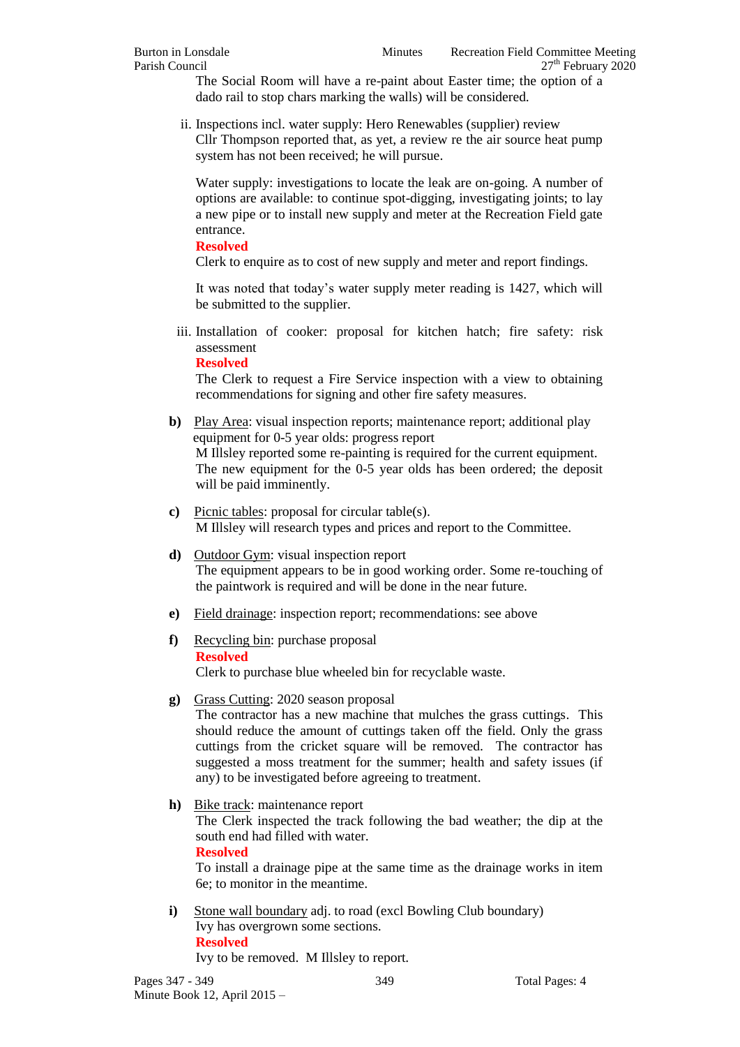The Social Room will have a re-paint about Easter time; the option of a dado rail to stop chars marking the walls) will be considered.

ii. Inspections incl. water supply: Hero Renewables (supplier) review
Cllr Thompson reported that, as yet, a review re the air source heat pump system has not been received; he will pursue.

Water supply: investigations to locate the leak are on-going. A number of options are available: to continue spot-digging, investigating joints; to lay a new pipe or to install new supply and meter at the Recreation Field gate entrance.

**Resolved**
Clerk to enquire as to cost of new supply and meter and report findings.

It was noted that today's water supply meter reading is 1427, which will be submitted to the supplier.

iii. Installation of cooker: proposal for kitchen hatch; fire safety: risk assessment

**Resolved**
The Clerk to request a Fire Service inspection with a view to obtaining recommendations for signing and other fire safety measures.

**b)** Play Area: visual inspection reports; maintenance report; additional play equipment for 0-5 year olds: progress report
M Illsley reported some re-painting is required for the current equipment. The new equipment for the 0-5 year olds has been ordered; the deposit will be paid imminently.

**c)** Picnic tables: proposal for circular table(s).
M Illsley will research types and prices and report to the Committee.

**d)** Outdoor Gym: visual inspection report
The equipment appears to be in good working order. Some re-touching of the paintwork is required and will be done in the near future.

**e)** Field drainage: inspection report; recommendations: see above

**f)** Recycling bin: purchase proposal
**Resolved**
Clerk to purchase blue wheeled bin for recyclable waste.

**g)** Grass Cutting: 2020 season proposal
The contractor has a new machine that mulches the grass cuttings. This should reduce the amount of cuttings taken off the field. Only the grass cuttings from the cricket square will be removed. The contractor has suggested a moss treatment for the summer; health and safety issues (if any) to be investigated before agreeing to treatment.

**h)** Bike track: maintenance report
The Clerk inspected the track following the bad weather; the dip at the south end had filled with water.
**Resolved**
To install a drainage pipe at the same time as the drainage works in item 6e; to monitor in the meantime.

**i)** Stone wall boundary adj. to road (excl Bowling Club boundary)
Ivy has overgrown some sections.
**Resolved**
Ivy to be removed. M Illsley to report.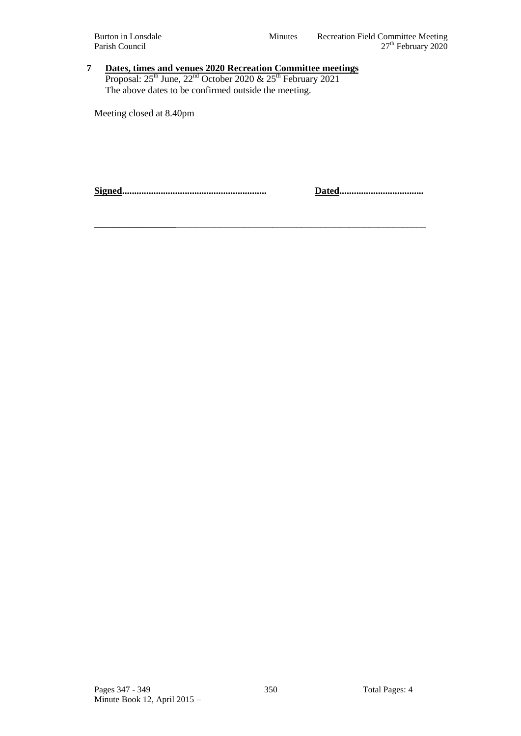**7 Dates, times and venues 2020 Recreation Committee meetings**

Proposal: 25th June, 22nd October 2020 & 25th February 2021
The above dates to be confirmed outside the meeting.

Meeting closed at 8.40pm

**Signed**.......................................................... **Dated**..................................

---